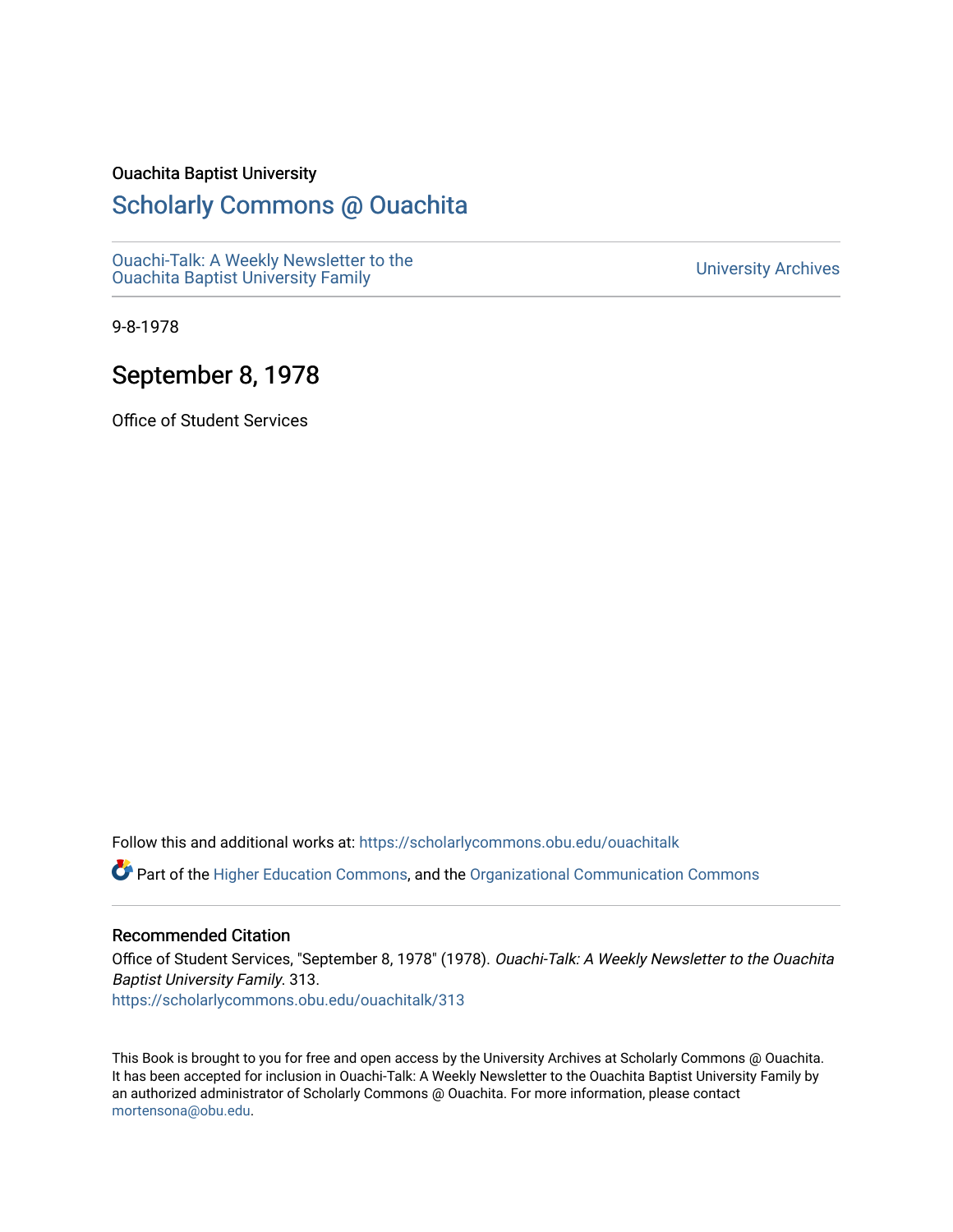Ouachita Baptist University

# Scholarly Commons @ Ouachita

Ouachi-Talk: A Weekly Newsletter to the Ouachita Baptist University Family

University Archives

9-8-1978

## September 8, 1978

Office of Student Services

Follow this and additional works at: https://scholarlycommons.obu.edu/ouachitalk

Part of the Higher Education Commons, and the Organizational Communication Commons

### Recommended Citation

Office of Student Services, "September 8, 1978" (1978). *Ouachi-Talk: A Weekly Newsletter to the Ouachita Baptist University Family*. 313.
https://scholarlycommons.obu.edu/ouachitalk/313

This Book is brought to you for free and open access by the University Archives at Scholarly Commons @ Ouachita. It has been accepted for inclusion in Ouachi-Talk: A Weekly Newsletter to the Ouachita Baptist University Family by an authorized administrator of Scholarly Commons @ Ouachita. For more information, please contact mortensona@obu.edu.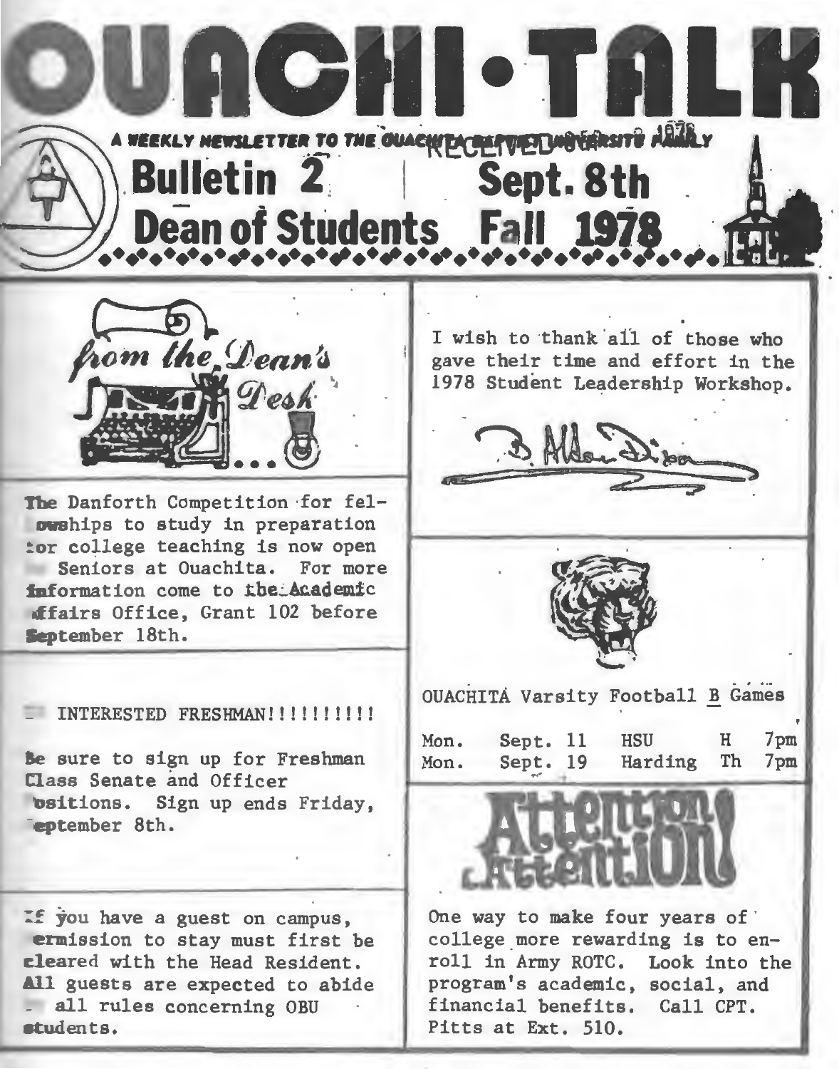# OUACHI·TALK

A WEEKLY NEWSLETTER TO THE OUACHITA BAPTIST UNIVERSITY FAMILY

RECEIVED 1978

## Bulletin 2 | Sept. 8th

## Dean of Students Fall 1978

### from the Dean's Desk

The Danforth Competition for fellowships to study in preparation for college teaching is now open to Seniors at Ouachita. For more information come to the Academic Affairs Office, Grant 102 before September 18th.

---

ALL INTERESTED FRESHMAN!!!!!!!!!!

Be sure to sign up for Freshman Class Senate and Officer Positions. Sign up ends Friday, September 8th.

---

If you have a guest on campus, permission to stay must first be cleared with the Head Resident. All guests are expected to abide by all rules concerning OBU students.

---

I wish to thank all of those who gave their time and effort in the 1978 Student Leadership Workshop.

B. Aldon Dixon

---

OUACHITA Varsity Football B Games

| | | | | |
|---|---|---|---|---|
| Mon. | Sept. 11 | HSU | H | 7pm |
| Mon. | Sept. 19 | Harding | Th | 7pm |

---

## Attention! Attention!

One way to make four years of college more rewarding is to enroll in Army ROTC. Look into the program's academic, social, and financial benefits. Call CPT. Pitts at Ext. 510.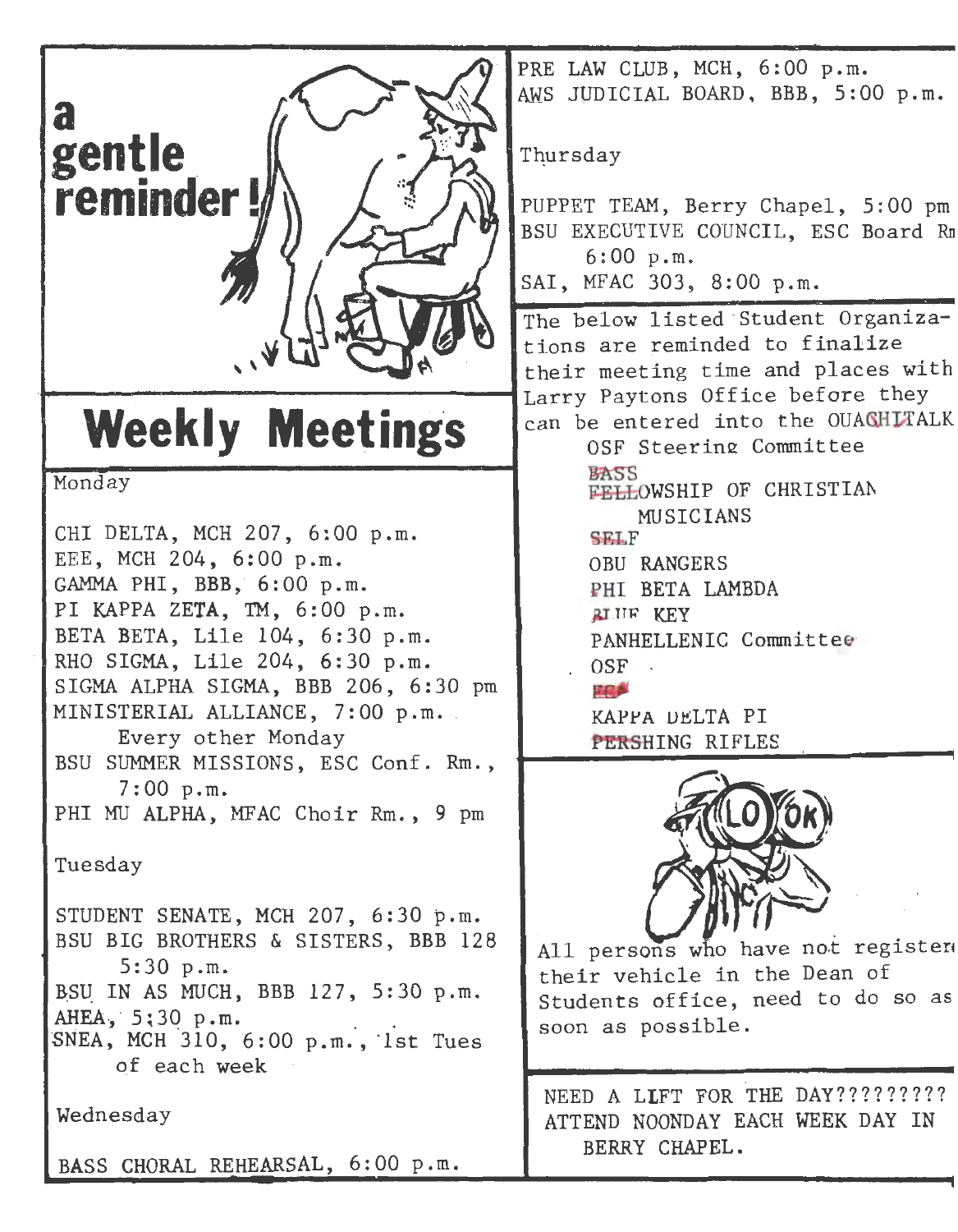## a gentle reminder!

# Weekly Meetings

Monday

CHI DELTA, MCH 207, 6:00 p.m.
EEE, MCH 204, 6:00 p.m.
GAMMA PHI, BBB, 6:00 p.m.
PI KAPPA ZETA, TM, 6:00 p.m.
BETA BETA, Lile 104, 6:30 p.m.
RHO SIGMA, Lile 204, 6:30 p.m.
SIGMA ALPHA SIGMA, BBB 206, 6:30 pm
MINISTERIAL ALLIANCE, 7:00 p.m.
Every other Monday
BSU SUMMER MISSIONS, ESC Conf. Rm., 7:00 p.m.
PHI MU ALPHA, MFAC Choir Rm., 9 pm

Tuesday

STUDENT SENATE, MCH 207, 6:30 p.m.
BSU BIG BROTHERS & SISTERS, BBB 128 5:30 p.m.
BSU IN AS MUCH, BBB 127, 5:30 p.m.
AHEA, 5:30 p.m.
SNEA, MCH 310, 6:00 p.m., 1st Tues of each week

Wednesday

BASS CHORAL REHEARSAL, 6:00 p.m.
PRE LAW CLUB, MCH, 6:00 p.m.
AWS JUDICIAL BOARD, BBB, 5:00 p.m.

Thursday

PUPPET TEAM, Berry Chapel, 5:00 pm
BSU EXECUTIVE COUNCIL, ESC Board Rm 6:00 p.m.
SAI, MFAC 303, 8:00 p.m.

The below listed Student Organizations are reminded to finalize their meeting time and places with Larry Paytons Office before they can be entered into the OUACHITALK

OSF Steering Committee
BASS
FELLOWSHIP OF CHRISTIAN MUSICIANS
SELF
OBU RANGERS
PHI BETA LAMBDA
BLUE KEY
PANHELLENIC Committee
OSF
FCA
KAPPA DELTA PI
PERSHING RIFLES

All persons who have not registered their vehicle in the Dean of Students office, need to do so as soon as possible.

NEED A LIFT FOR THE DAY?????????
ATTEND NOONDAY EACH WEEK DAY IN BERRY CHAPEL.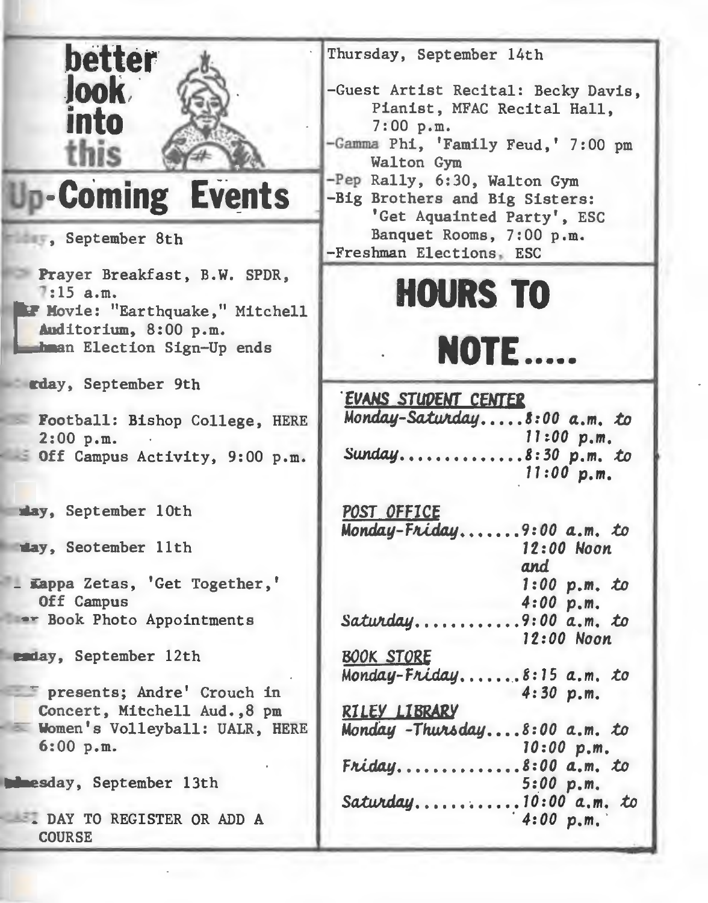# better look into this

## Up-Coming Events

**, September 8th**

- Prayer Breakfast, B.W. SPDR, 7:15 a.m.
- Movie: "Earthquake," Mitchell Auditorium, 8:00 p.m.
- hman Election Sign-Up ends

**rday, September 9th**

- Football: Bishop College, HERE 2:00 p.m.
- Off Campus Activity, 9:00 p.m.

**day, September 10th**

**day, Seotember 11th**

- Kappa Zetas, 'Get Together,' Off Campus
- Book Photo Appointments

**sday, September 12th**

- presents; Andre' Crouch in Concert, Mitchell Aud., 8 pm
- Women's Volleyball: UALR, HERE 6:00 p.m.

**esday, September 13th**

- DAY TO REGISTER OR ADD A COURSE

**Thursday, September 14th**

- Guest Artist Recital: Becky Davis, Pianist, MFAC Recital Hall, 7:00 p.m.
- Gamma Phi, 'Family Feud,' 7:00 pm Walton Gym
- Pep Rally, 6:30, Walton Gym
- Big Brothers and Big Sisters: 'Get Aquainted Party', ESC Banquet Rooms, 7:00 p.m.
- Freshman Elections, ESC

## HOURS TO NOTE.....

*EVANS STUDENT CENTER*
*Monday-Saturday.....8:00 a.m. to 11:00 p.m.*
*Sunday..............8:30 p.m. to 11:00 p.m.*

*POST OFFICE*
*Monday-Friday.......9:00 a.m. to 12:00 Noon and 1:00 p.m. to 4:00 p.m.*
*Saturday...........9:00 a.m. to 12:00 Noon*

*BOOK STORE*
*Monday-Friday.......8:15 a.m. to 4:30 p.m.*

*RILEY LIBRARY*
*Monday -Thursday....8:00 a.m. to 10:00 p.m.*
*Friday.............8:00 a.m. to 5:00 p.m.*
*Saturday...........10:00 a.m. to 4:00 p.m.*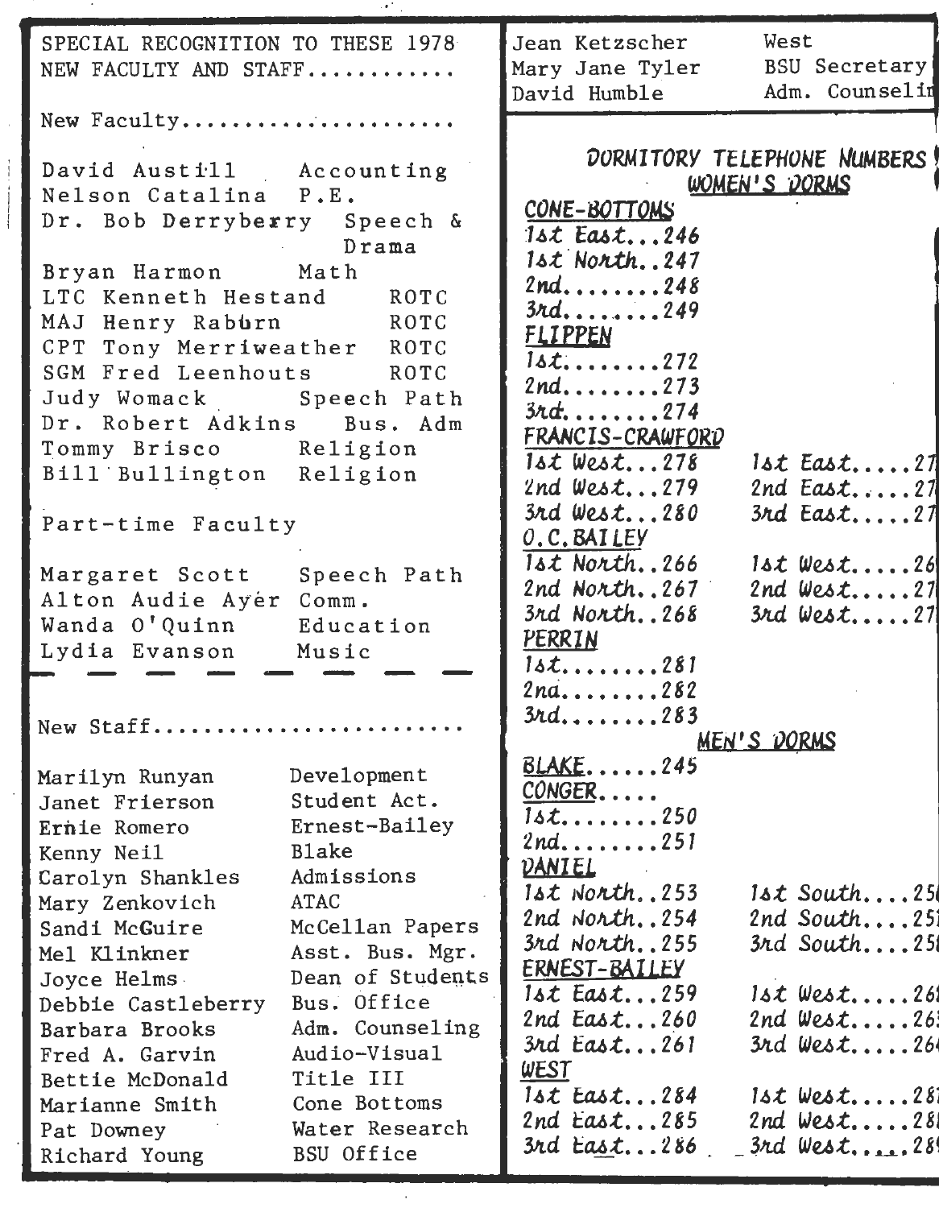SPECIAL RECOGNITION TO THESE 1978 NEW FACULTY AND STAFF...........

New Faculty....................

| | |
|---|---|
| David Austill | Accounting |
| Nelson Catalina | P.E. |
| Dr. Bob Derryberry | Speech & Drama |
| Bryan Harmon | Math |
| LTC Kenneth Hestand | ROTC |
| MAJ Henry Raburn | ROTC |
| CPT Tony Merriweather | ROTC |
| SGM Fred Leenhouts | ROTC |
| Judy Womack | Speech Path |
| Dr. Robert Adkins | Bus. Adm |
| Tommy Brisco | Religion |
| Bill Bullington | Religion |

Part-time Faculty

| | |
|---|---|
| Margaret Scott | Speech Path |
| Alton Audie Ayer | Comm. |
| Wanda O'Quinn | Education |
| Lydia Evanson | Music |

New Staff.......................

| | |
|---|---|
| Marilyn Runyan | Development |
| Janet Frierson | Student Act. |
| Ernie Romero | Ernest-Bailey |
| Kenny Neil | Blake |
| Carolyn Shankles | Admissions |
| Mary Zenkovich | ATAC |
| Sandi McGuire | McCellan Papers |
| Mel Klinkner | Asst. Bus. Mgr. |
| Joyce Helms | Dean of Students |
| Debbie Castleberry | Bus. Office |
| Barbara Brooks | Adm. Counseling |
| Fred A. Garvin | Audio-Visual |
| Bettie McDonald | Title III |
| Marianne Smith | Cone Bottoms |
| Pat Downey | Water Research |
| Richard Young | BSU Office |
| Jean Ketzscher | West |
| Mary Jane Tyler | BSU Secretary |
| David Humble | Adm. Counselin |

## DORMITORY TELEPHONE NUMBERS

### WOMEN'S DORMS

**CONE-BOTTOMS**
- 1st East...246
- 1st North..247
- 2nd........248
- 3rd........249

**FLIPPEN**
- 1st........272
- 2nd........273
- 3rd........274

**FRANCIS-CRAWFORD**
- 1st West...278 — 1st East.....27
- 2nd West...279 — 2nd East.....27
- 3rd West...280 — 3rd East.....27

**O.C. BAILEY**
- 1st North..266 — 1st West.....26
- 2nd North..267 — 2nd West.....27
- 3rd North..268 — 3rd West.....27

**PERRIN**
- 1st........281
- 2nd........282
- 3rd........283

### MEN'S DORMS

**BLAKE**......245

**CONGER**.....
- 1st........250
- 2nd........251

**DANIEL**
- 1st North..253 — 1st South....25
- 2nd North..254 — 2nd South....25
- 3rd North..255 — 3rd South....25

**ERNEST-BAILEY**
- 1st East...259 — 1st West.....26
- 2nd East...260 — 2nd West.....26
- 3rd East...261 — 3rd West.....26

**WEST**
- 1st East...284 — 1st West.....28
- 2nd East...285 — 2nd West.....28
- 3rd East...286 — 3rd West.....28